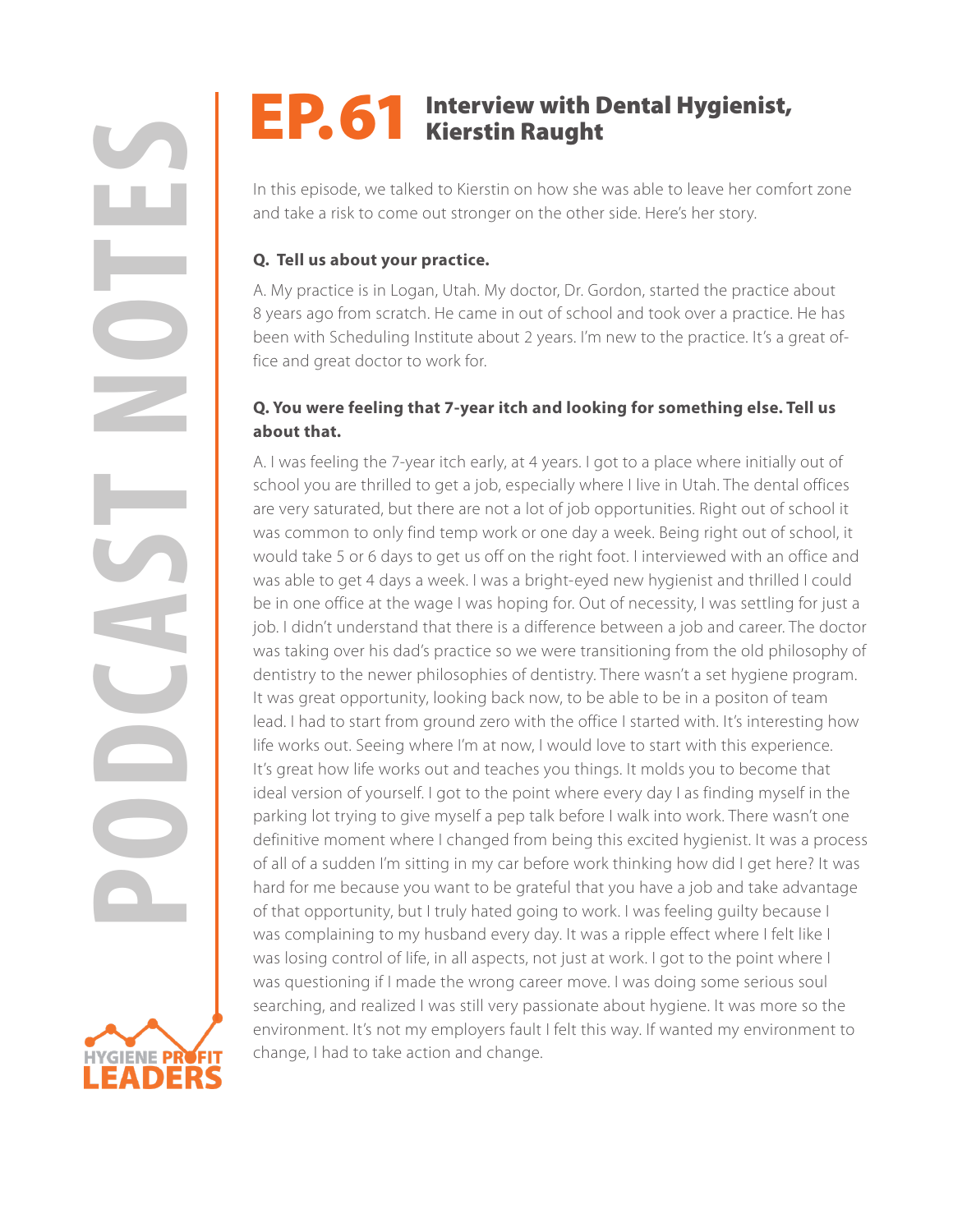# EP. 61 Interview with Dental Hygienist, Kierstin Raught

In this episode, we talked to Kierstin on how she was able to leave her comfort zone and take a risk to come out stronger on the other side. Here's her story.

**Q. Tell us about your practice.**

A. My practice is in Logan, Utah. My doctor, Dr. Gordon, started the practice about 8 years ago from scratch. He came in out of school and took over a practice. He has been with Scheduling Institute about 2 years. I'm new to the practice. It's a great office and great doctor to work for.

**Q. You were feeling that 7-year itch and looking for something else. Tell us about that.**

A. I was feeling the 7-year itch early, at 4 years. I got to a place where initially out of school you are thrilled to get a job, especially where I live in Utah. The dental offices are very saturated, but there are not a lot of job opportunities. Right out of school it was common to only find temp work or one day a week. Being right out of school, it would take 5 or 6 days to get us off on the right foot. I interviewed with an office and was able to get 4 days a week. I was a bright-eyed new hygienist and thrilled I could be in one office at the wage I was hoping for. Out of necessity, I was settling for just a job. I didn't understand that there is a difference between a job and career. The doctor was taking over his dad's practice so we were transitioning from the old philosophy of dentistry to the newer philosophies of dentistry. There wasn't a set hygiene program. It was great opportunity, looking back now, to be able to be in a positon of team lead. I had to start from ground zero with the office I started with. It's interesting how life works out. Seeing where I'm at now, I would love to start with this experience. It's great how life works out and teaches you things. It molds you to become that ideal version of yourself. I got to the point where every day I as finding myself in the parking lot trying to give myself a pep talk before I walk into work. There wasn't one definitive moment where I changed from being this excited hygienist. It was a process of all of a sudden I'm sitting in my car before work thinking how did I get here? It was hard for me because you want to be grateful that you have a job and take advantage of that opportunity, but I truly hated going to work. I was feeling guilty because I was complaining to my husband every day. It was a ripple effect where I felt like I was losing control of life, in all aspects, not just at work. I got to the point where I was questioning if I made the wrong career move. I was doing some serious soul searching, and realized I was still very passionate about hygiene. It was more so the environment. It's not my employers fault I felt this way. If wanted my environment to change, I had to take action and change.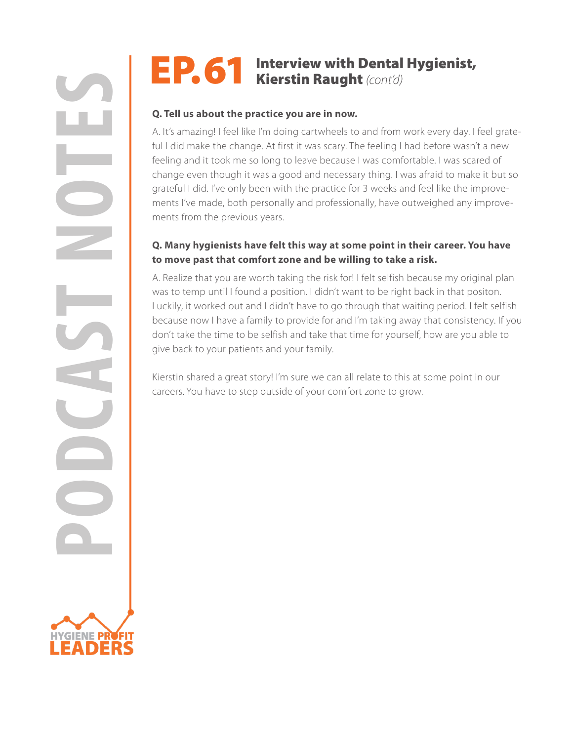# EP. 61 Interview with Dental Hygienist, Kierstin Raught *(cont'd)*

**Q. Tell us about the practice you are in now.**

A. It's amazing! I feel like I'm doing cartwheels to and from work every day. I feel grateful I did make the change. At first it was scary. The feeling I had before wasn't a new feeling and it took me so long to leave because I was comfortable. I was scared of change even though it was a good and necessary thing. I was afraid to make it but so grateful I did. I've only been with the practice for 3 weeks and feel like the improvements I've made, both personally and professionally, have outweighed any improvements from the previous years.

**Q. Many hygienists have felt this way at some point in their career. You have to move past that comfort zone and be willing to take a risk.**

A. Realize that you are worth taking the risk for! I felt selfish because my original plan was to temp until I found a position. I didn't want to be right back in that positon. Luckily, it worked out and I didn't have to go through that waiting period. I felt selfish because now I have a family to provide for and I'm taking away that consistency. If you don't take the time to be selfish and take that time for yourself, how are you able to give back to your patients and your family.

Kierstin shared a great story! I'm sure we can all relate to this at some point in our careers. You have to step outside of your comfort zone to grow.